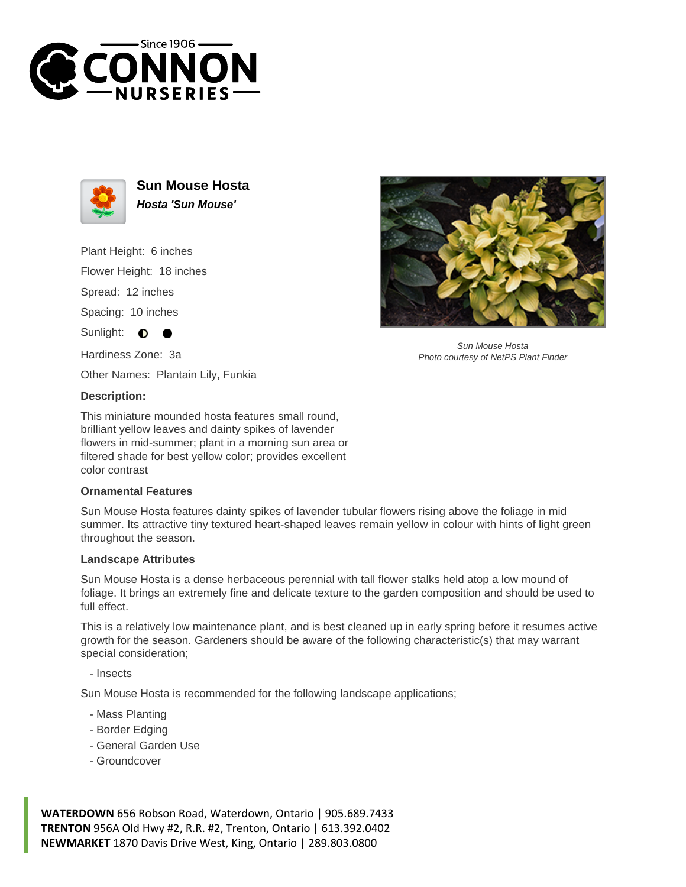Since 1906
# CONNON NURSERIES

## Sun Mouse Hosta

***Hosta 'Sun Mouse'***

Plant Height: 6 inches

Flower Height: 18 inches

Spread: 12 inches

Spacing: 10 inches

Sunlight: ◐ ●

Hardiness Zone: 3a

Other Names: Plantain Lily, Funkia

*Sun Mouse Hosta*
*Photo courtesy of NetPS Plant Finder*

### Description:

This miniature mounded hosta features small round, brilliant yellow leaves and dainty spikes of lavender flowers in mid-summer; plant in a morning sun area or filtered shade for best yellow color; provides excellent color contrast

### Ornamental Features

Sun Mouse Hosta features dainty spikes of lavender tubular flowers rising above the foliage in mid summer. Its attractive tiny textured heart-shaped leaves remain yellow in colour with hints of light green throughout the season.

### Landscape Attributes

Sun Mouse Hosta is a dense herbaceous perennial with tall flower stalks held atop a low mound of foliage. It brings an extremely fine and delicate texture to the garden composition and should be used to full effect.

This is a relatively low maintenance plant, and is best cleaned up in early spring before it resumes active growth for the season. Gardeners should be aware of the following characteristic(s) that may warrant special consideration;

- Insects

Sun Mouse Hosta is recommended for the following landscape applications;

- Mass Planting
- Border Edging
- General Garden Use
- Groundcover

**WATERDOWN** 656 Robson Road, Waterdown, Ontario | 905.689.7433
**TRENTON** 956A Old Hwy #2, R.R. #2, Trenton, Ontario | 613.392.0402
**NEWMARKET** 1870 Davis Drive West, King, Ontario | 289.803.0800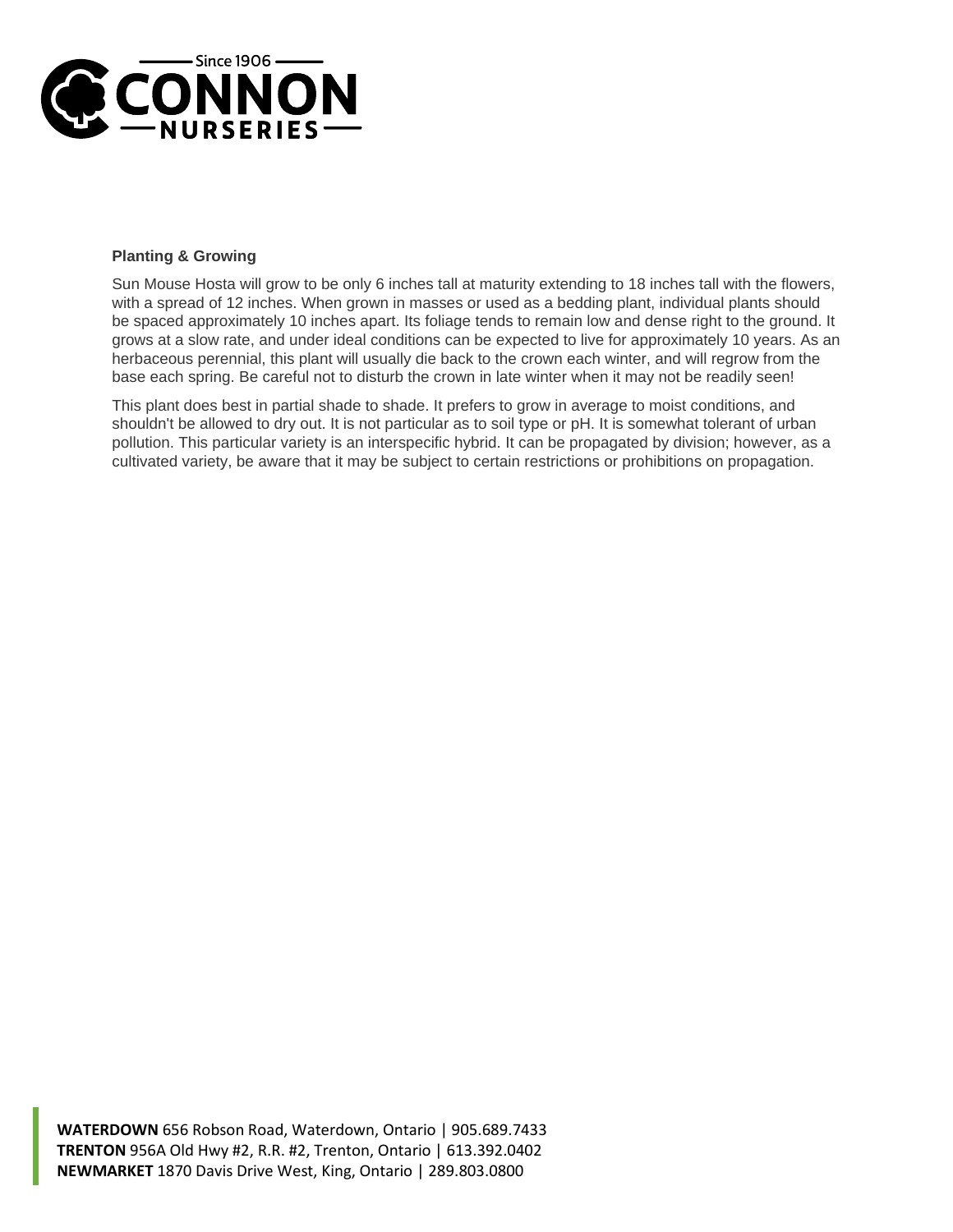## Planting & Growing

Sun Mouse Hosta will grow to be only 6 inches tall at maturity extending to 18 inches tall with the flowers, with a spread of 12 inches. When grown in masses or used as a bedding plant, individual plants should be spaced approximately 10 inches apart. Its foliage tends to remain low and dense right to the ground. It grows at a slow rate, and under ideal conditions can be expected to live for approximately 10 years. As an herbaceous perennial, this plant will usually die back to the crown each winter, and will regrow from the base each spring. Be careful not to disturb the crown in late winter when it may not be readily seen!

This plant does best in partial shade to shade. It prefers to grow in average to moist conditions, and shouldn't be allowed to dry out. It is not particular as to soil type or pH. It is somewhat tolerant of urban pollution. This particular variety is an interspecific hybrid. It can be propagated by division; however, as a cultivated variety, be aware that it may be subject to certain restrictions or prohibitions on propagation.